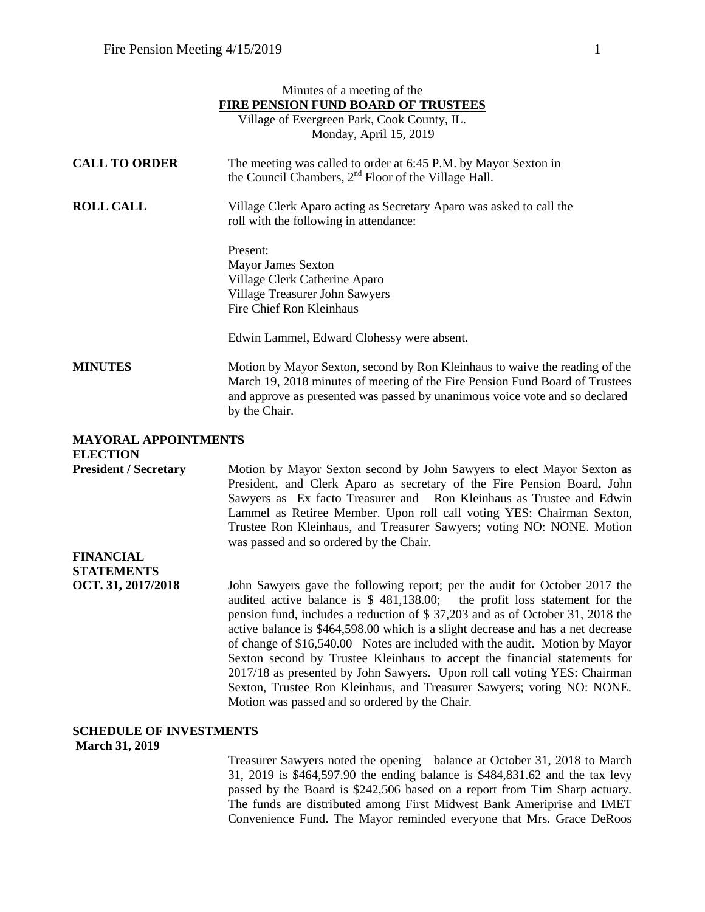Minutes of a meeting of the

**FIRE PENSION FUND BOARD OF TRUSTEES**

Village of Evergreen Park, Cook County, IL.

Monday, April 15, 2019

**CALL TO ORDER**

The meeting was called to order at 6:45 P.M. by Mayor Sexton in the Council Chambers, 2nd Floor of the Village Hall.

**ROLL CALL**

Village Clerk Aparo acting as Secretary Aparo was asked to call the roll with the following in attendance:

Present:
Mayor James Sexton
Village Clerk Catherine Aparo
Village Treasurer John Sawyers
Fire Chief Ron Kleinhaus

Edwin Lammel, Edward Clohessy were absent.

**MINUTES**

Motion by Mayor Sexton, second by Ron Kleinhaus to waive the reading of the March 19, 2018 minutes of meeting of the Fire Pension Fund Board of Trustees and approve as presented was passed by unanimous voice vote and so declared by the Chair.

**MAYORAL APPOINTMENTS**
**ELECTION**
**President / Secretary**

Motion by Mayor Sexton second by John Sawyers to elect Mayor Sexton as President, and Clerk Aparo as secretary of the Fire Pension Board, John Sawyers as Ex facto Treasurer and Ron Kleinhaus as Trustee and Edwin Lammel as Retiree Member. Upon roll call voting YES: Chairman Sexton, Trustee Ron Kleinhaus, and Treasurer Sawyers; voting NO: NONE. Motion was passed and so ordered by the Chair.

**FINANCIAL STATEMENTS**
**OCT. 31, 2017/2018**

John Sawyers gave the following report; per the audit for October 2017 the audited active balance is $ 481,138.00; the profit loss statement for the pension fund, includes a reduction of $ 37,203 and as of October 31, 2018 the active balance is $464,598.00 which is a slight decrease and has a net decrease of change of $16,540.00 Notes are included with the audit. Motion by Mayor Sexton second by Trustee Kleinhaus to accept the financial statements for 2017/18 as presented by John Sawyers. Upon roll call voting YES: Chairman Sexton, Trustee Ron Kleinhaus, and Treasurer Sawyers; voting NO: NONE. Motion was passed and so ordered by the Chair.

**SCHEDULE OF INVESTMENTS**
**March 31, 2019**

Treasurer Sawyers noted the opening balance at October 31, 2018 to March 31, 2019 is $464,597.90 the ending balance is $484,831.62 and the tax levy passed by the Board is $242,506 based on a report from Tim Sharp actuary. The funds are distributed among First Midwest Bank Ameriprise and IMET Convenience Fund. The Mayor reminded everyone that Mrs. Grace DeRoos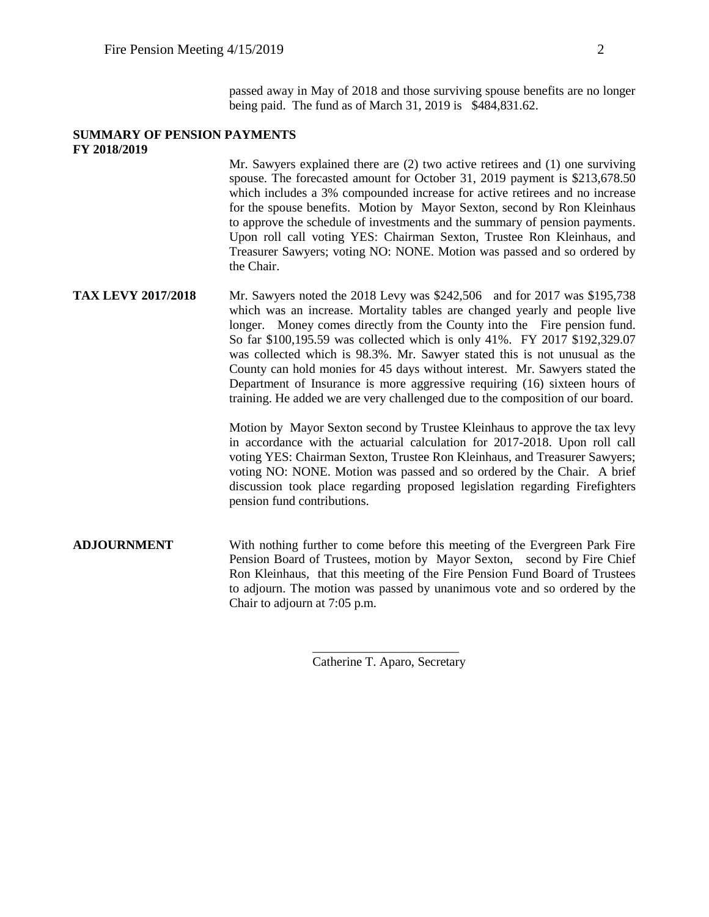passed away in May of 2018 and those surviving spouse benefits are no longer being paid. The fund as of March 31, 2019 is $484,831.62.

**SUMMARY OF PENSION PAYMENTS FY 2018/2019**

Mr. Sawyers explained there are (2) two active retirees and (1) one surviving spouse. The forecasted amount for October 31, 2019 payment is $213,678.50 which includes a 3% compounded increase for active retirees and no increase for the spouse benefits. Motion by Mayor Sexton, second by Ron Kleinhaus to approve the schedule of investments and the summary of pension payments. Upon roll call voting YES: Chairman Sexton, Trustee Ron Kleinhaus, and Treasurer Sawyers; voting NO: NONE. Motion was passed and so ordered by the Chair.

**TAX LEVY 2017/2018**

Mr. Sawyers noted the 2018 Levy was $242,506 and for 2017 was $195,738 which was an increase. Mortality tables are changed yearly and people live longer. Money comes directly from the County into the Fire pension fund. So far $100,195.59 was collected which is only 41%. FY 2017 $192,329.07 was collected which is 98.3%. Mr. Sawyer stated this is not unusual as the County can hold monies for 45 days without interest. Mr. Sawyers stated the Department of Insurance is more aggressive requiring (16) sixteen hours of training. He added we are very challenged due to the composition of our board.

Motion by Mayor Sexton second by Trustee Kleinhaus to approve the tax levy in accordance with the actuarial calculation for 2017-2018. Upon roll call voting YES: Chairman Sexton, Trustee Ron Kleinhaus, and Treasurer Sawyers; voting NO: NONE. Motion was passed and so ordered by the Chair. A brief discussion took place regarding proposed legislation regarding Firefighters pension fund contributions.

**ADJOURNMENT**

With nothing further to come before this meeting of the Evergreen Park Fire Pension Board of Trustees, motion by Mayor Sexton, second by Fire Chief Ron Kleinhaus, that this meeting of the Fire Pension Fund Board of Trustees to adjourn. The motion was passed by unanimous vote and so ordered by the Chair to adjourn at 7:05 p.m.

_______________________

Catherine T. Aparo, Secretary